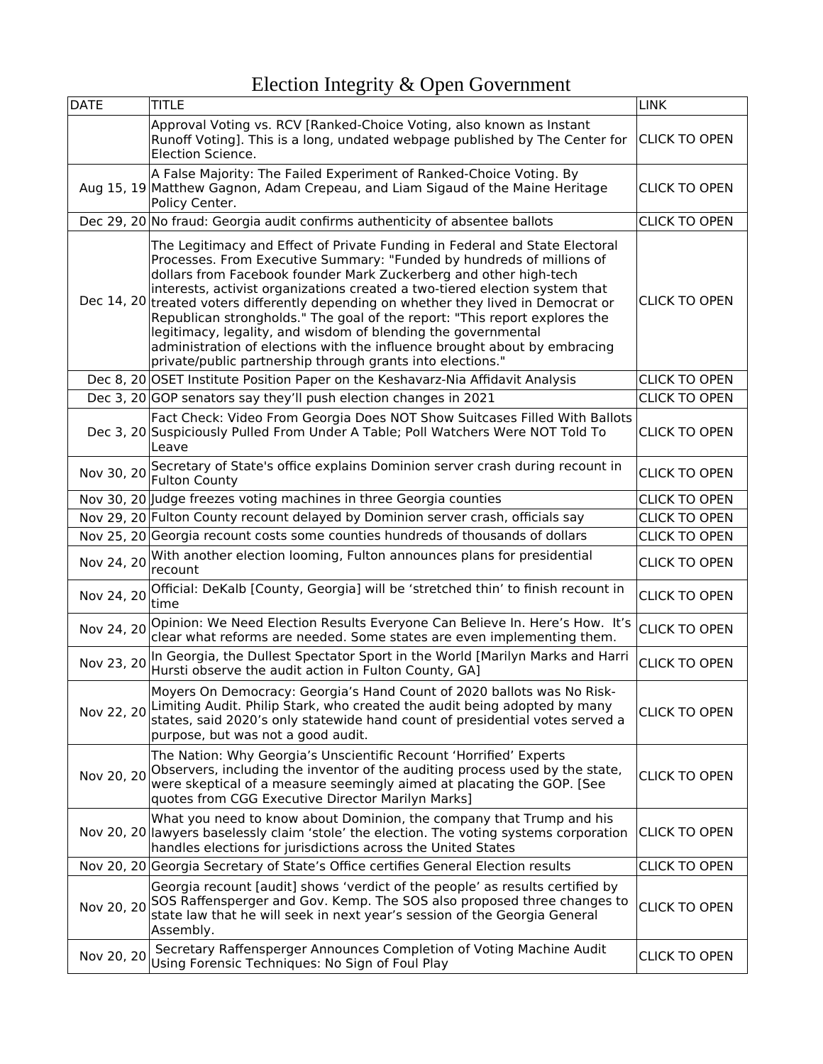# Election Integrity & Open Government

| DATE | TITLE | LINK |
|---|---|---|
| | Approval Voting vs. RCV [Ranked-Choice Voting, also known as Instant Runoff Voting]. This is a long, undated webpage published by The Center for Election Science. | CLICK TO OPEN |
| Aug 15, 19 | A False Majority: The Failed Experiment of Ranked-Choice Voting. By Matthew Gagnon, Adam Crepeau, and Liam Sigaud of the Maine Heritage Policy Center. | CLICK TO OPEN |
| Dec 29, 20 | No fraud: Georgia audit confirms authenticity of absentee ballots | CLICK TO OPEN |
| Dec 14, 20 | The Legitimacy and Effect of Private Funding in Federal and State Electoral Processes. From Executive Summary: "Funded by hundreds of millions of dollars from Facebook founder Mark Zuckerberg and other high-tech interests, activist organizations created a two-tiered election system that treated voters differently depending on whether they lived in Democrat or Republican strongholds." The goal of the report: "This report explores the legitimacy, legality, and wisdom of blending the governmental administration of elections with the influence brought about by embracing private/public partnership through grants into elections." | CLICK TO OPEN |
| Dec 8, 20 | OSET Institute Position Paper on the Keshavarz-Nia Affidavit Analysis | CLICK TO OPEN |
| Dec 3, 20 | GOP senators say they'll push election changes in 2021 | CLICK TO OPEN |
| Dec 3, 20 | Fact Check: Video From Georgia Does NOT Show Suitcases Filled With Ballots Suspiciously Pulled From Under A Table; Poll Watchers Were NOT Told To Leave | CLICK TO OPEN |
| Nov 30, 20 | Secretary of State's office explains Dominion server crash during recount in Fulton County | CLICK TO OPEN |
| Nov 30, 20 | Judge freezes voting machines in three Georgia counties | CLICK TO OPEN |
| Nov 29, 20 | Fulton County recount delayed by Dominion server crash, officials say | CLICK TO OPEN |
| Nov 25, 20 | Georgia recount costs some counties hundreds of thousands of dollars | CLICK TO OPEN |
| Nov 24, 20 | With another election looming, Fulton announces plans for presidential recount | CLICK TO OPEN |
| Nov 24, 20 | Official: DeKalb [County, Georgia] will be 'stretched thin' to finish recount in time | CLICK TO OPEN |
| Nov 24, 20 | Opinion: We Need Election Results Everyone Can Believe In. Here's How. It's clear what reforms are needed. Some states are even implementing them. | CLICK TO OPEN |
| Nov 23, 20 | In Georgia, the Dullest Spectator Sport in the World [Marilyn Marks and Harri Hursti observe the audit action in Fulton County, GA] | CLICK TO OPEN |
| Nov 22, 20 | Moyers On Democracy: Georgia's Hand Count of 2020 ballots was No Risk-Limiting Audit. Philip Stark, who created the audit being adopted by many states, said 2020's only statewide hand count of presidential votes served a purpose, but was not a good audit. | CLICK TO OPEN |
| Nov 20, 20 | The Nation: Why Georgia's Unscientific Recount 'Horrified' Experts Observers, including the inventor of the auditing process used by the state, were skeptical of a measure seemingly aimed at placating the GOP. [See quotes from CGG Executive Director Marilyn Marks] | CLICK TO OPEN |
| Nov 20, 20 | What you need to know about Dominion, the company that Trump and his lawyers baselessly claim 'stole' the election. The voting systems corporation handles elections for jurisdictions across the United States | CLICK TO OPEN |
| Nov 20, 20 | Georgia Secretary of State's Office certifies General Election results | CLICK TO OPEN |
| Nov 20, 20 | Georgia recount [audit] shows 'verdict of the people' as results certified by SOS Raffensperger and Gov. Kemp. The SOS also proposed three changes to state law that he will seek in next year's session of the Georgia General Assembly. | CLICK TO OPEN |
| Nov 20, 20 | Secretary Raffensperger Announces Completion of Voting Machine Audit Using Forensic Techniques: No Sign of Foul Play | CLICK TO OPEN |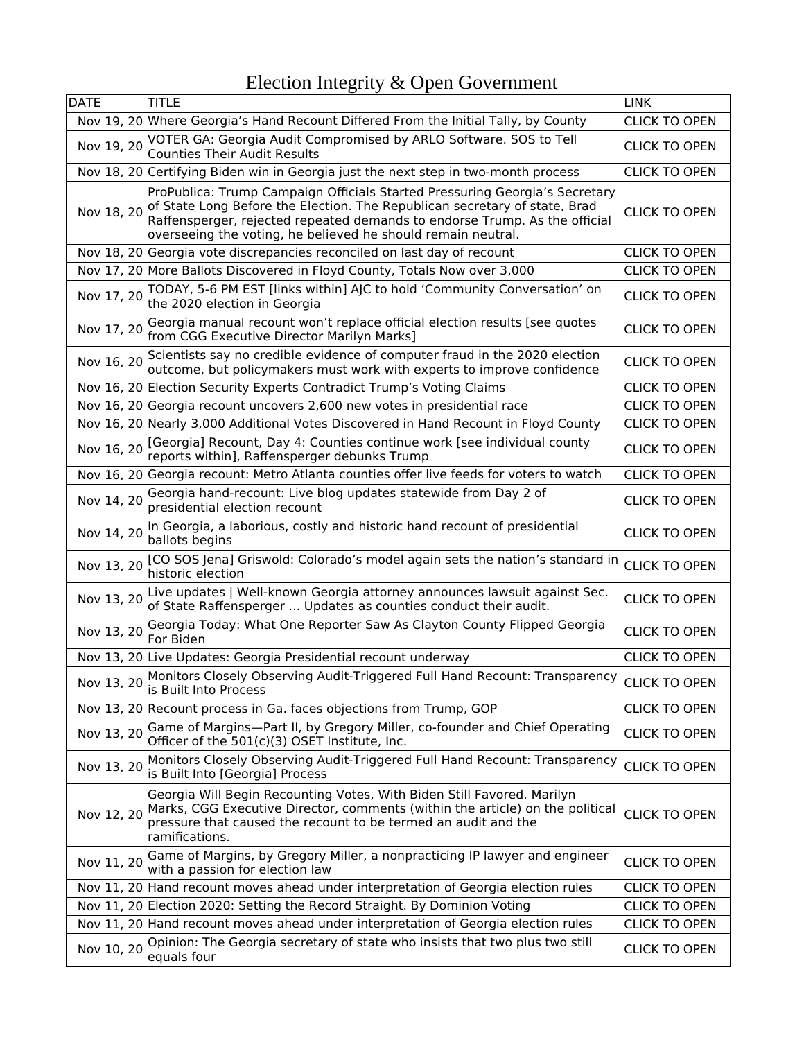# Election Integrity & Open Government

| DATE | TITLE | LINK |
|---|---|---|
| Nov 19, 20 | Where Georgia's Hand Recount Differed From the Initial Tally, by County | CLICK TO OPEN |
| Nov 19, 20 | VOTER GA: Georgia Audit Compromised by ARLO Software. SOS to Tell Counties Their Audit Results | CLICK TO OPEN |
| Nov 18, 20 | Certifying Biden win in Georgia just the next step in two-month process | CLICK TO OPEN |
| Nov 18, 20 | ProPublica: Trump Campaign Officials Started Pressuring Georgia's Secretary of State Long Before the Election. The Republican secretary of state, Brad Raffensperger, rejected repeated demands to endorse Trump. As the official overseeing the voting, he believed he should remain neutral. | CLICK TO OPEN |
| Nov 18, 20 | Georgia vote discrepancies reconciled on last day of recount | CLICK TO OPEN |
| Nov 17, 20 | More Ballots Discovered in Floyd County, Totals Now over 3,000 | CLICK TO OPEN |
| Nov 17, 20 | TODAY, 5-6 PM EST [links within] AJC to hold 'Community Conversation' on the 2020 election in Georgia | CLICK TO OPEN |
| Nov 17, 20 | Georgia manual recount won't replace official election results [see quotes from CGG Executive Director Marilyn Marks] | CLICK TO OPEN |
| Nov 16, 20 | Scientists say no credible evidence of computer fraud in the 2020 election outcome, but policymakers must work with experts to improve confidence | CLICK TO OPEN |
| Nov 16, 20 | Election Security Experts Contradict Trump's Voting Claims | CLICK TO OPEN |
| Nov 16, 20 | Georgia recount uncovers 2,600 new votes in presidential race | CLICK TO OPEN |
| Nov 16, 20 | Nearly 3,000 Additional Votes Discovered in Hand Recount in Floyd County | CLICK TO OPEN |
| Nov 16, 20 | [Georgia] Recount, Day 4: Counties continue work [see individual county reports within], Raffensperger debunks Trump | CLICK TO OPEN |
| Nov 16, 20 | Georgia recount: Metro Atlanta counties offer live feeds for voters to watch | CLICK TO OPEN |
| Nov 14, 20 | Georgia hand-recount: Live blog updates statewide from Day 2 of presidential election recount | CLICK TO OPEN |
| Nov 14, 20 | In Georgia, a laborious, costly and historic hand recount of presidential ballots begins | CLICK TO OPEN |
| Nov 13, 20 | [CO SOS Jena] Griswold: Colorado's model again sets the nation's standard in historic election | CLICK TO OPEN |
| Nov 13, 20 | Live updates \| Well-known Georgia attorney announces lawsuit against Sec. of State Raffensperger ... Updates as counties conduct their audit. | CLICK TO OPEN |
| Nov 13, 20 | Georgia Today: What One Reporter Saw As Clayton County Flipped Georgia For Biden | CLICK TO OPEN |
| Nov 13, 20 | Live Updates: Georgia Presidential recount underway | CLICK TO OPEN |
| Nov 13, 20 | Monitors Closely Observing Audit-Triggered Full Hand Recount: Transparency is Built Into Process | CLICK TO OPEN |
| Nov 13, 20 | Recount process in Ga. faces objections from Trump, GOP | CLICK TO OPEN |
| Nov 13, 20 | Game of Margins—Part II, by Gregory Miller, co-founder and Chief Operating Officer of the 501(c)(3) OSET Institute, Inc. | CLICK TO OPEN |
| Nov 13, 20 | Monitors Closely Observing Audit-Triggered Full Hand Recount: Transparency is Built Into [Georgia] Process | CLICK TO OPEN |
| Nov 12, 20 | Georgia Will Begin Recounting Votes, With Biden Still Favored. Marilyn Marks, CGG Executive Director, comments (within the article) on the political pressure that caused the recount to be termed an audit and the ramifications. | CLICK TO OPEN |
| Nov 11, 20 | Game of Margins, by Gregory Miller, a nonpracticing IP lawyer and engineer with a passion for election law | CLICK TO OPEN |
| Nov 11, 20 | Hand recount moves ahead under interpretation of Georgia election rules | CLICK TO OPEN |
| Nov 11, 20 | Election 2020: Setting the Record Straight. By Dominion Voting | CLICK TO OPEN |
| Nov 11, 20 | Hand recount moves ahead under interpretation of Georgia election rules | CLICK TO OPEN |
| Nov 10, 20 | Opinion: The Georgia secretary of state who insists that two plus two still equals four | CLICK TO OPEN |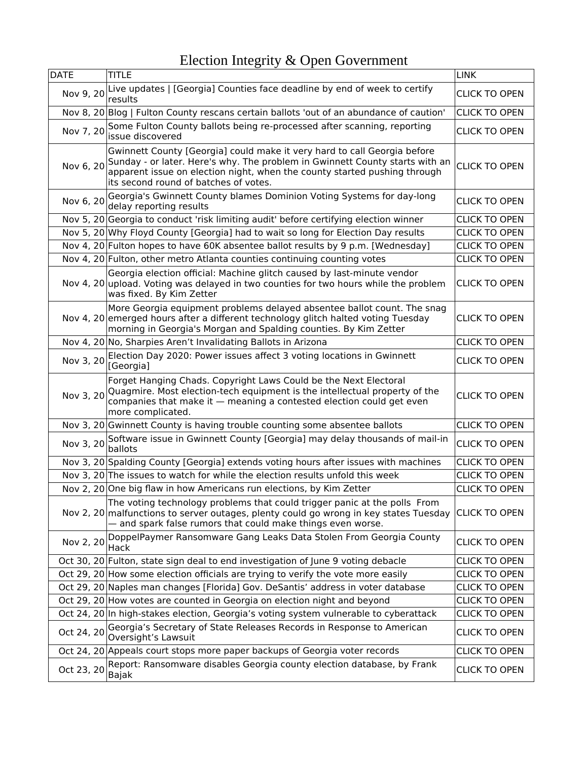# Election Integrity & Open Government

| DATE | TITLE | LINK |
|---|---|---|
| Nov 9, 20 | Live updates \| [Georgia] Counties face deadline by end of week to certify results | CLICK TO OPEN |
| Nov 8, 20 | Blog \| Fulton County rescans certain ballots 'out of an abundance of caution' | CLICK TO OPEN |
| Nov 7, 20 | Some Fulton County ballots being re-processed after scanning, reporting issue discovered | CLICK TO OPEN |
| Nov 6, 20 | Gwinnett County [Georgia] could make it very hard to call Georgia before Sunday - or later. Here's why. The problem in Gwinnett County starts with an apparent issue on election night, when the county started pushing through its second round of batches of votes. | CLICK TO OPEN |
| Nov 6, 20 | Georgia's Gwinnett County blames Dominion Voting Systems for day-long delay reporting results | CLICK TO OPEN |
| Nov 5, 20 | Georgia to conduct 'risk limiting audit' before certifying election winner | CLICK TO OPEN |
| Nov 5, 20 | Why Floyd County [Georgia] had to wait so long for Election Day results | CLICK TO OPEN |
| Nov 4, 20 | Fulton hopes to have 60K absentee ballot results by 9 p.m. [Wednesday] | CLICK TO OPEN |
| Nov 4, 20 | Fulton, other metro Atlanta counties continuing counting votes | CLICK TO OPEN |
| Nov 4, 20 | Georgia election official: Machine glitch caused by last-minute vendor upload. Voting was delayed in two counties for two hours while the problem was fixed. By Kim Zetter | CLICK TO OPEN |
| Nov 4, 20 | More Georgia equipment problems delayed absentee ballot count. The snag emerged hours after a different technology glitch halted voting Tuesday morning in Georgia's Morgan and Spalding counties. By Kim Zetter | CLICK TO OPEN |
| Nov 4, 20 | No, Sharpies Aren't Invalidating Ballots in Arizona | CLICK TO OPEN |
| Nov 3, 20 | Election Day 2020: Power issues affect 3 voting locations in Gwinnett [Georgia] | CLICK TO OPEN |
| Nov 3, 20 | Forget Hanging Chads. Copyright Laws Could be the Next Electoral Quagmire. Most election-tech equipment is the intellectual property of the companies that make it — meaning a contested election could get even more complicated. | CLICK TO OPEN |
| Nov 3, 20 | Gwinnett County is having trouble counting some absentee ballots | CLICK TO OPEN |
| Nov 3, 20 | Software issue in Gwinnett County [Georgia] may delay thousands of mail-in ballots | CLICK TO OPEN |
| Nov 3, 20 | Spalding County [Georgia] extends voting hours after issues with machines | CLICK TO OPEN |
| Nov 3, 20 | The issues to watch for while the election results unfold this week | CLICK TO OPEN |
| Nov 2, 20 | One big flaw in how Americans run elections, by Kim Zetter | CLICK TO OPEN |
| Nov 2, 20 | The voting technology problems that could trigger panic at the polls From malfunctions to server outages, plenty could go wrong in key states Tuesday — and spark false rumors that could make things even worse. | CLICK TO OPEN |
| Nov 2, 20 | DoppelPaymer Ransomware Gang Leaks Data Stolen From Georgia County Hack | CLICK TO OPEN |
| Oct 30, 20 | Fulton, state sign deal to end investigation of June 9 voting debacle | CLICK TO OPEN |
| Oct 29, 20 | How some election officials are trying to verify the vote more easily | CLICK TO OPEN |
| Oct 29, 20 | Naples man changes [Florida] Gov. DeSantis' address in voter database | CLICK TO OPEN |
| Oct 29, 20 | How votes are counted in Georgia on election night and beyond | CLICK TO OPEN |
| Oct 24, 20 | In high-stakes election, Georgia's voting system vulnerable to cyberattack | CLICK TO OPEN |
| Oct 24, 20 | Georgia's Secretary of State Releases Records in Response to American Oversight's Lawsuit | CLICK TO OPEN |
| Oct 24, 20 | Appeals court stops more paper backups of Georgia voter records | CLICK TO OPEN |
| Oct 23, 20 | Report: Ransomware disables Georgia county election database, by Frank Bajak | CLICK TO OPEN |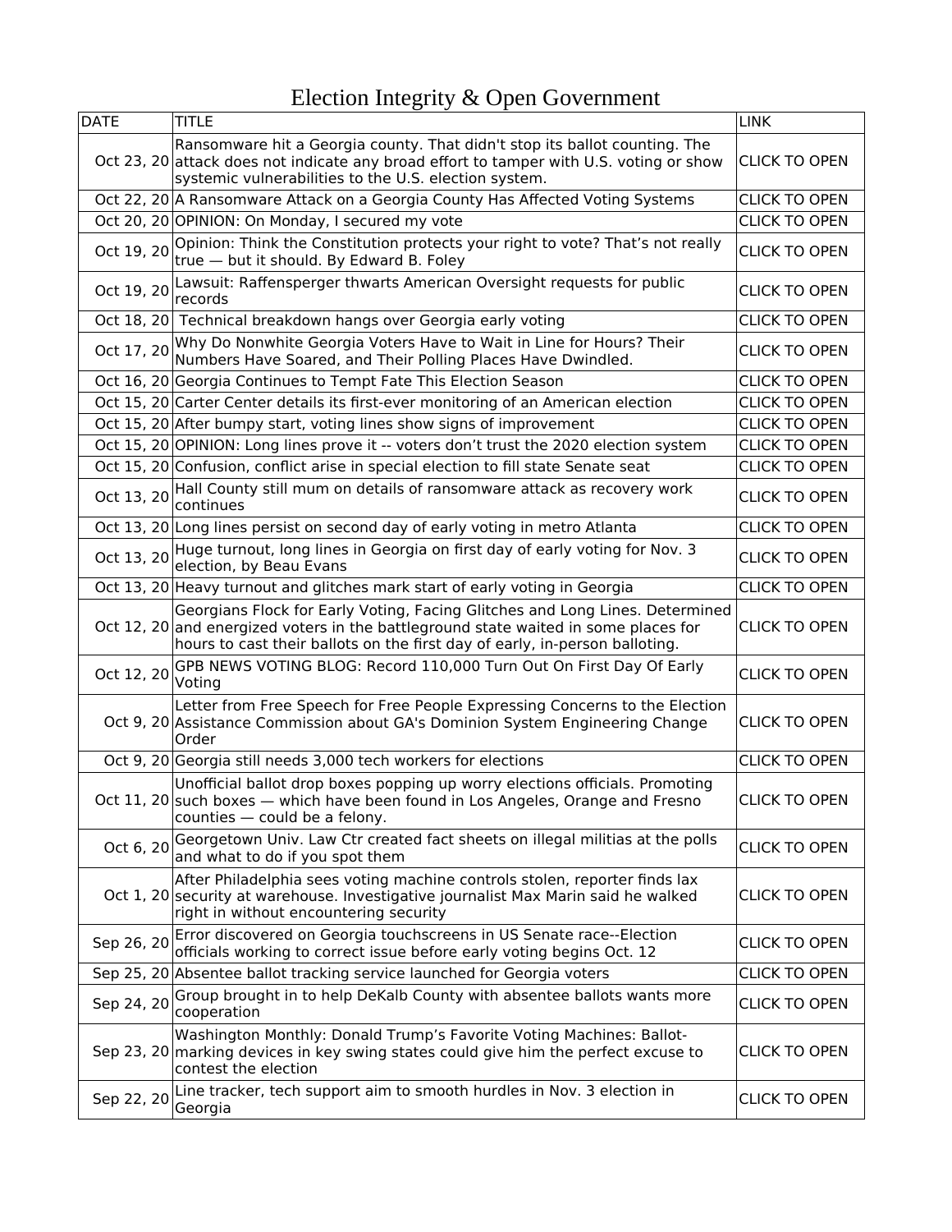# Election Integrity & Open Government

| DATE | TITLE | LINK |
|---|---|---|
| Oct 23, 20 | Ransomware hit a Georgia county. That didn't stop its ballot counting. The attack does not indicate any broad effort to tamper with U.S. voting or show systemic vulnerabilities to the U.S. election system. | CLICK TO OPEN |
| Oct 22, 20 | A Ransomware Attack on a Georgia County Has Affected Voting Systems | CLICK TO OPEN |
| Oct 20, 20 | OPINION: On Monday, I secured my vote | CLICK TO OPEN |
| Oct 19, 20 | Opinion: Think the Constitution protects your right to vote? That's not really true — but it should. By Edward B. Foley | CLICK TO OPEN |
| Oct 19, 20 | Lawsuit: Raffensperger thwarts American Oversight requests for public records | CLICK TO OPEN |
| Oct 18, 20 | Technical breakdown hangs over Georgia early voting | CLICK TO OPEN |
| Oct 17, 20 | Why Do Nonwhite Georgia Voters Have to Wait in Line for Hours? Their Numbers Have Soared, and Their Polling Places Have Dwindled. | CLICK TO OPEN |
| Oct 16, 20 | Georgia Continues to Tempt Fate This Election Season | CLICK TO OPEN |
| Oct 15, 20 | Carter Center details its first-ever monitoring of an American election | CLICK TO OPEN |
| Oct 15, 20 | After bumpy start, voting lines show signs of improvement | CLICK TO OPEN |
| Oct 15, 20 | OPINION: Long lines prove it -- voters don't trust the 2020 election system | CLICK TO OPEN |
| Oct 15, 20 | Confusion, conflict arise in special election to fill state Senate seat | CLICK TO OPEN |
| Oct 13, 20 | Hall County still mum on details of ransomware attack as recovery work continues | CLICK TO OPEN |
| Oct 13, 20 | Long lines persist on second day of early voting in metro Atlanta | CLICK TO OPEN |
| Oct 13, 20 | Huge turnout, long lines in Georgia on first day of early voting for Nov. 3 election, by Beau Evans | CLICK TO OPEN |
| Oct 13, 20 | Heavy turnout and glitches mark start of early voting in Georgia | CLICK TO OPEN |
| Oct 12, 20 | Georgians Flock for Early Voting, Facing Glitches and Long Lines. Determined and energized voters in the battleground state waited in some places for hours to cast their ballots on the first day of early, in-person balloting. | CLICK TO OPEN |
| Oct 12, 20 | GPB NEWS VOTING BLOG: Record 110,000 Turn Out On First Day Of Early Voting | CLICK TO OPEN |
| Oct 9, 20 | Letter from Free Speech for Free People Expressing Concerns to the Election Assistance Commission about GA's Dominion System Engineering Change Order | CLICK TO OPEN |
| Oct 9, 20 | Georgia still needs 3,000 tech workers for elections | CLICK TO OPEN |
| Oct 11, 20 | Unofficial ballot drop boxes popping up worry elections officials. Promoting such boxes — which have been found in Los Angeles, Orange and Fresno counties — could be a felony. | CLICK TO OPEN |
| Oct 6, 20 | Georgetown Univ. Law Ctr created fact sheets on illegal militias at the polls and what to do if you spot them | CLICK TO OPEN |
| Oct 1, 20 | After Philadelphia sees voting machine controls stolen, reporter finds lax security at warehouse. Investigative journalist Max Marin said he walked right in without encountering security | CLICK TO OPEN |
| Sep 26, 20 | Error discovered on Georgia touchscreens in US Senate race--Election officials working to correct issue before early voting begins Oct. 12 | CLICK TO OPEN |
| Sep 25, 20 | Absentee ballot tracking service launched for Georgia voters | CLICK TO OPEN |
| Sep 24, 20 | Group brought in to help DeKalb County with absentee ballots wants more cooperation | CLICK TO OPEN |
| Sep 23, 20 | Washington Monthly: Donald Trump's Favorite Voting Machines: Ballot-marking devices in key swing states could give him the perfect excuse to contest the election | CLICK TO OPEN |
| Sep 22, 20 | Line tracker, tech support aim to smooth hurdles in Nov. 3 election in Georgia | CLICK TO OPEN |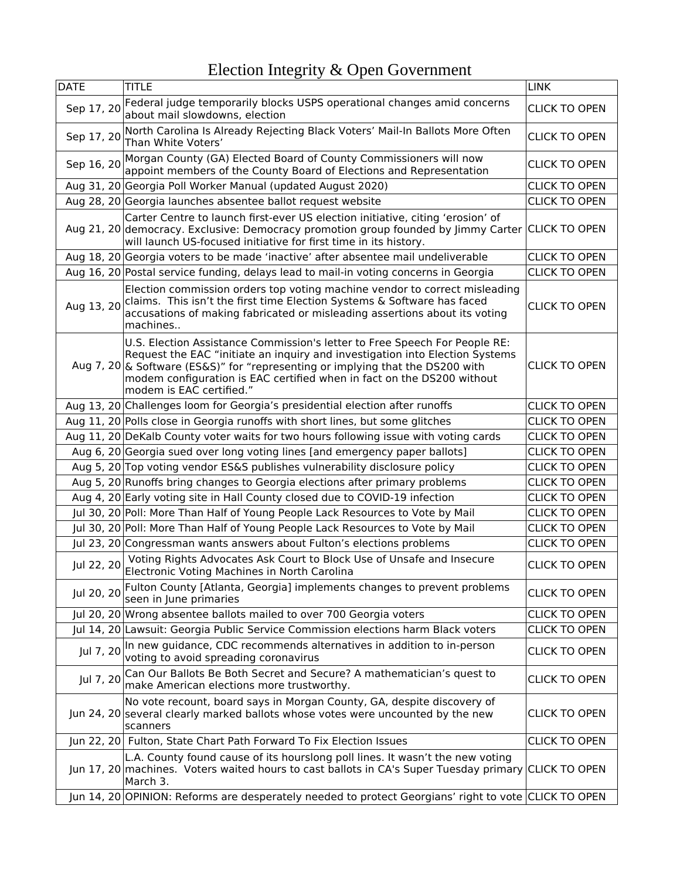# Election Integrity & Open Government

| DATE | TITLE | LINK |
|---|---|---|
| Sep 17, 20 | Federal judge temporarily blocks USPS operational changes amid concerns about mail slowdowns, election | CLICK TO OPEN |
| Sep 17, 20 | North Carolina Is Already Rejecting Black Voters' Mail-In Ballots More Often Than White Voters' | CLICK TO OPEN |
| Sep 16, 20 | Morgan County (GA) Elected Board of County Commissioners will now appoint members of the County Board of Elections and Representation | CLICK TO OPEN |
| Aug 31, 20 | Georgia Poll Worker Manual (updated August 2020) | CLICK TO OPEN |
| Aug 28, 20 | Georgia launches absentee ballot request website | CLICK TO OPEN |
| Aug 21, 20 | Carter Centre to launch first-ever US election initiative, citing 'erosion' of democracy. Exclusive: Democracy promotion group founded by Jimmy Carter will launch US-focused initiative for first time in its history. | CLICK TO OPEN |
| Aug 18, 20 | Georgia voters to be made 'inactive' after absentee mail undeliverable | CLICK TO OPEN |
| Aug 16, 20 | Postal service funding, delays lead to mail-in voting concerns in Georgia | CLICK TO OPEN |
| Aug 13, 20 | Election commission orders top voting machine vendor to correct misleading claims. This isn't the first time Election Systems & Software has faced accusations of making fabricated or misleading assertions about its voting machines.. | CLICK TO OPEN |
| Aug 7, 20 | U.S. Election Assistance Commission's letter to Free Speech For People RE: Request the EAC "initiate an inquiry and investigation into Election Systems & Software (ES&S)" for "representing or implying that the DS200 with modem configuration is EAC certified when in fact on the DS200 without modem is EAC certified." | CLICK TO OPEN |
| Aug 13, 20 | Challenges loom for Georgia's presidential election after runoffs | CLICK TO OPEN |
| Aug 11, 20 | Polls close in Georgia runoffs with short lines, but some glitches | CLICK TO OPEN |
| Aug 11, 20 | DeKalb County voter waits for two hours following issue with voting cards | CLICK TO OPEN |
| Aug 6, 20 | Georgia sued over long voting lines [and emergency paper ballots] | CLICK TO OPEN |
| Aug 5, 20 | Top voting vendor ES&S publishes vulnerability disclosure policy | CLICK TO OPEN |
| Aug 5, 20 | Runoffs bring changes to Georgia elections after primary problems | CLICK TO OPEN |
| Aug 4, 20 | Early voting site in Hall County closed due to COVID-19 infection | CLICK TO OPEN |
| Jul 30, 20 | Poll: More Than Half of Young People Lack Resources to Vote by Mail | CLICK TO OPEN |
| Jul 30, 20 | Poll: More Than Half of Young People Lack Resources to Vote by Mail | CLICK TO OPEN |
| Jul 23, 20 | Congressman wants answers about Fulton's elections problems | CLICK TO OPEN |
| Jul 22, 20 | Voting Rights Advocates Ask Court to Block Use of Unsafe and Insecure Electronic Voting Machines in North Carolina | CLICK TO OPEN |
| Jul 20, 20 | Fulton County [Atlanta, Georgia] implements changes to prevent problems seen in June primaries | CLICK TO OPEN |
| Jul 20, 20 | Wrong absentee ballots mailed to over 700 Georgia voters | CLICK TO OPEN |
| Jul 14, 20 | Lawsuit: Georgia Public Service Commission elections harm Black voters | CLICK TO OPEN |
| Jul 7, 20 | In new guidance, CDC recommends alternatives in addition to in-person voting to avoid spreading coronavirus | CLICK TO OPEN |
| Jul 7, 20 | Can Our Ballots Be Both Secret and Secure? A mathematician's quest to make American elections more trustworthy. | CLICK TO OPEN |
| Jun 24, 20 | No vote recount, board says in Morgan County, GA, despite discovery of several clearly marked ballots whose votes were uncounted by the new scanners | CLICK TO OPEN |
| Jun 22, 20 | Fulton, State Chart Path Forward To Fix Election Issues | CLICK TO OPEN |
| Jun 17, 20 | L.A. County found cause of its hourslong poll lines. It wasn't the new voting machines. Voters waited hours to cast ballots in CA's Super Tuesday primary March 3. | CLICK TO OPEN |
| Jun 14, 20 | OPINION: Reforms are desperately needed to protect Georgians' right to vote | CLICK TO OPEN |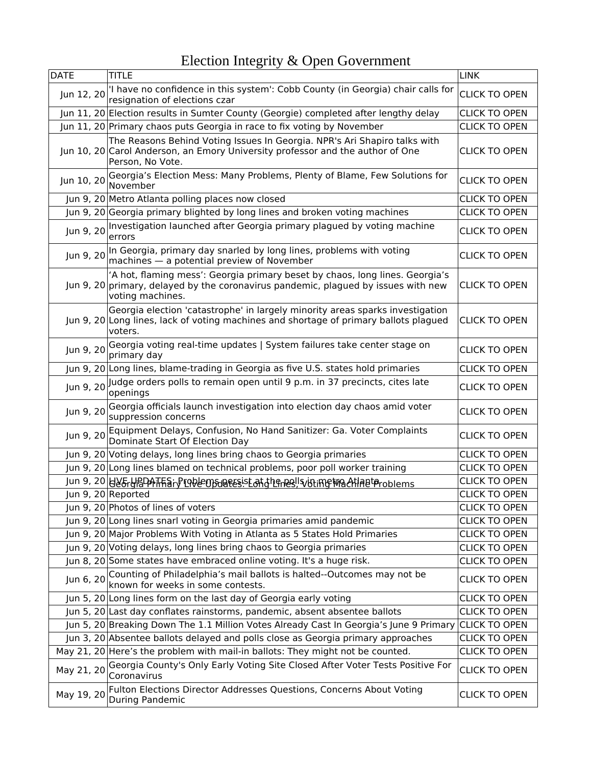# Election Integrity & Open Government

| DATE | TITLE | LINK |
|---|---|---|
| Jun 12, 20 | 'I have no confidence in this system': Cobb County (in Georgia) chair calls for resignation of elections czar | CLICK TO OPEN |
| Jun 11, 20 | Election results in Sumter County (Georgie) completed after lengthy delay | CLICK TO OPEN |
| Jun 11, 20 | Primary chaos puts Georgia in race to fix voting by November | CLICK TO OPEN |
| Jun 10, 20 | The Reasons Behind Voting Issues In Georgia. NPR's Ari Shapiro talks with Carol Anderson, an Emory University professor and the author of One Person, No Vote. | CLICK TO OPEN |
| Jun 10, 20 | Georgia's Election Mess: Many Problems, Plenty of Blame, Few Solutions for November | CLICK TO OPEN |
| Jun 9, 20 | Metro Atlanta polling places now closed | CLICK TO OPEN |
| Jun 9, 20 | Georgia primary blighted by long lines and broken voting machines | CLICK TO OPEN |
| Jun 9, 20 | Investigation launched after Georgia primary plagued by voting machine errors | CLICK TO OPEN |
| Jun 9, 20 | In Georgia, primary day snarled by long lines, problems with voting machines — a potential preview of November | CLICK TO OPEN |
| Jun 9, 20 | 'A hot, flaming mess': Georgia primary beset by chaos, long lines. Georgia's primary, delayed by the coronavirus pandemic, plagued by issues with new voting machines. | CLICK TO OPEN |
| Jun 9, 20 | Georgia election 'catastrophe' in largely minority areas sparks investigation Long lines, lack of voting machines and shortage of primary ballots plagued voters. | CLICK TO OPEN |
| Jun 9, 20 | Georgia voting real-time updates \| System failures take center stage on primary day | CLICK TO OPEN |
| Jun 9, 20 | Long lines, blame-trading in Georgia as five U.S. states hold primaries | CLICK TO OPEN |
| Jun 9, 20 | Judge orders polls to remain open until 9 p.m. in 37 precincts, cites late openings | CLICK TO OPEN |
| Jun 9, 20 | Georgia officials launch investigation into election day chaos amid voter suppression concerns | CLICK TO OPEN |
| Jun 9, 20 | Equipment Delays, Confusion, No Hand Sanitizer: Ga. Voter Complaints Dominate Start Of Election Day | CLICK TO OPEN |
| Jun 9, 20 | Voting delays, long lines bring chaos to Georgia primaries | CLICK TO OPEN |
| Jun 9, 20 | Long lines blamed on technical problems, poor poll worker training | CLICK TO OPEN |
| Jun 9, 20 | LIVE UPDATES: Problems persist at the polls in metro Atlanta | CLICK TO OPEN |
| Jun 9, 20 | Georgia Primary Live Updates: Long Lines, Voting Machine Problems Reported | CLICK TO OPEN |
| Jun 9, 20 | Photos of lines of voters | CLICK TO OPEN |
| Jun 9, 20 | Long lines snarl voting in Georgia primaries amid pandemic | CLICK TO OPEN |
| Jun 9, 20 | Major Problems With Voting in Atlanta as 5 States Hold Primaries | CLICK TO OPEN |
| Jun 9, 20 | Voting delays, long lines bring chaos to Georgia primaries | CLICK TO OPEN |
| Jun 8, 20 | Some states have embraced online voting. It's a huge risk. | CLICK TO OPEN |
| Jun 6, 20 | Counting of Philadelphia's mail ballots is halted--Outcomes may not be known for weeks in some contests. | CLICK TO OPEN |
| Jun 5, 20 | Long lines form on the last day of Georgia early voting | CLICK TO OPEN |
| Jun 5, 20 | Last day conflates rainstorms, pandemic, absent absentee ballots | CLICK TO OPEN |
| Jun 5, 20 | Breaking Down The 1.1 Million Votes Already Cast In Georgia's June 9 Primary | CLICK TO OPEN |
| Jun 3, 20 | Absentee ballots delayed and polls close as Georgia primary approaches | CLICK TO OPEN |
| May 21, 20 | Here's the problem with mail-in ballots: They might not be counted. | CLICK TO OPEN |
| May 21, 20 | Georgia County's Only Early Voting Site Closed After Voter Tests Positive For Coronavirus | CLICK TO OPEN |
| May 19, 20 | Fulton Elections Director Addresses Questions, Concerns About Voting During Pandemic | CLICK TO OPEN |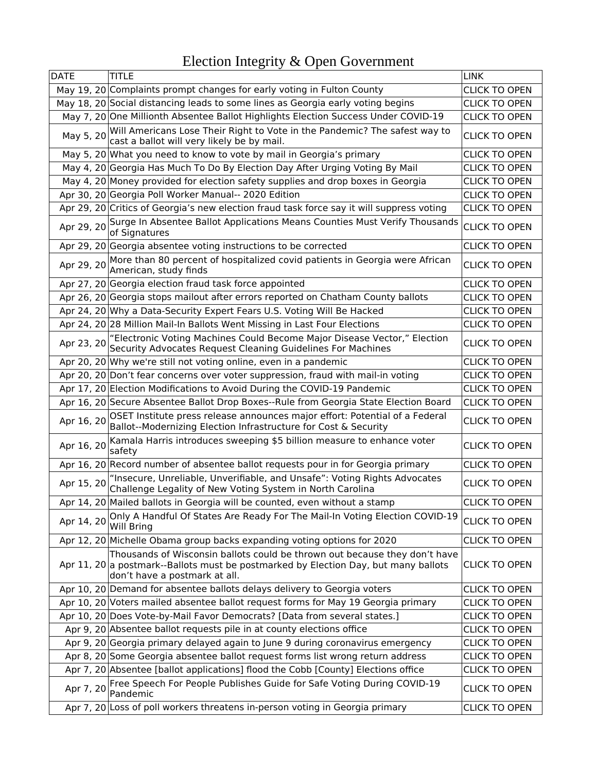# Election Integrity & Open Government

| DATE | TITLE | LINK |
|---|---|---|
| May 19, 20 | Complaints prompt changes for early voting in Fulton County | CLICK TO OPEN |
| May 18, 20 | Social distancing leads to some lines as Georgia early voting begins | CLICK TO OPEN |
| May 7, 20 | One Millionth Absentee Ballot Highlights Election Success Under COVID-19 | CLICK TO OPEN |
| May 5, 20 | Will Americans Lose Their Right to Vote in the Pandemic? The safest way to cast a ballot will very likely be by mail. | CLICK TO OPEN |
| May 5, 20 | What you need to know to vote by mail in Georgia's primary | CLICK TO OPEN |
| May 4, 20 | Georgia Has Much To Do By Election Day After Urging Voting By Mail | CLICK TO OPEN |
| May 4, 20 | Money provided for election safety supplies and drop boxes in Georgia | CLICK TO OPEN |
| Apr 30, 20 | Georgia Poll Worker Manual-- 2020 Edition | CLICK TO OPEN |
| Apr 29, 20 | Critics of Georgia's new election fraud task force say it will suppress voting | CLICK TO OPEN |
| Apr 29, 20 | Surge In Absentee Ballot Applications Means Counties Must Verify Thousands of Signatures | CLICK TO OPEN |
| Apr 29, 20 | Georgia absentee voting instructions to be corrected | CLICK TO OPEN |
| Apr 29, 20 | More than 80 percent of hospitalized covid patients in Georgia were African American, study finds | CLICK TO OPEN |
| Apr 27, 20 | Georgia election fraud task force appointed | CLICK TO OPEN |
| Apr 26, 20 | Georgia stops mailout after errors reported on Chatham County ballots | CLICK TO OPEN |
| Apr 24, 20 | Why a Data-Security Expert Fears U.S. Voting Will Be Hacked | CLICK TO OPEN |
| Apr 24, 20 | 28 Million Mail-In Ballots Went Missing in Last Four Elections | CLICK TO OPEN |
| Apr 23, 20 | "Electronic Voting Machines Could Become Major Disease Vector," Election Security Advocates Request Cleaning Guidelines For Machines | CLICK TO OPEN |
| Apr 20, 20 | Why we're still not voting online, even in a pandemic | CLICK TO OPEN |
| Apr 20, 20 | Don't fear concerns over voter suppression, fraud with mail-in voting | CLICK TO OPEN |
| Apr 17, 20 | Election Modifications to Avoid During the COVID-19 Pandemic | CLICK TO OPEN |
| Apr 16, 20 | Secure Absentee Ballot Drop Boxes--Rule from Georgia State Election Board | CLICK TO OPEN |
| Apr 16, 20 | OSET Institute press release announces major effort: Potential of a Federal Ballot--Modernizing Election Infrastructure for Cost & Security | CLICK TO OPEN |
| Apr 16, 20 | Kamala Harris introduces sweeping $5 billion measure to enhance voter safety | CLICK TO OPEN |
| Apr 16, 20 | Record number of absentee ballot requests pour in for Georgia primary | CLICK TO OPEN |
| Apr 15, 20 | "Insecure, Unreliable, Unverifiable, and Unsafe": Voting Rights Advocates Challenge Legality of New Voting System in North Carolina | CLICK TO OPEN |
| Apr 14, 20 | Mailed ballots in Georgia will be counted, even without a stamp | CLICK TO OPEN |
| Apr 14, 20 | Only A Handful Of States Are Ready For The Mail-In Voting Election COVID-19 Will Bring | CLICK TO OPEN |
| Apr 12, 20 | Michelle Obama group backs expanding voting options for 2020 | CLICK TO OPEN |
| Apr 11, 20 | Thousands of Wisconsin ballots could be thrown out because they don't have a postmark--Ballots must be postmarked by Election Day, but many ballots don't have a postmark at all. | CLICK TO OPEN |
| Apr 10, 20 | Demand for absentee ballots delays delivery to Georgia voters | CLICK TO OPEN |
| Apr 10, 20 | Voters mailed absentee ballot request forms for May 19 Georgia primary | CLICK TO OPEN |
| Apr 10, 20 | Does Vote-by-Mail Favor Democrats? [Data from several states.] | CLICK TO OPEN |
| Apr 9, 20 | Absentee ballot requests pile in at county elections office | CLICK TO OPEN |
| Apr 9, 20 | Georgia primary delayed again to June 9 during coronavirus emergency | CLICK TO OPEN |
| Apr 8, 20 | Some Georgia absentee ballot request forms list wrong return address | CLICK TO OPEN |
| Apr 7, 20 | Absentee [ballot applications] flood the Cobb [County] Elections office | CLICK TO OPEN |
| Apr 7, 20 | Free Speech For People Publishes Guide for Safe Voting During COVID-19 Pandemic | CLICK TO OPEN |
| Apr 7, 20 | Loss of poll workers threatens in-person voting in Georgia primary | CLICK TO OPEN |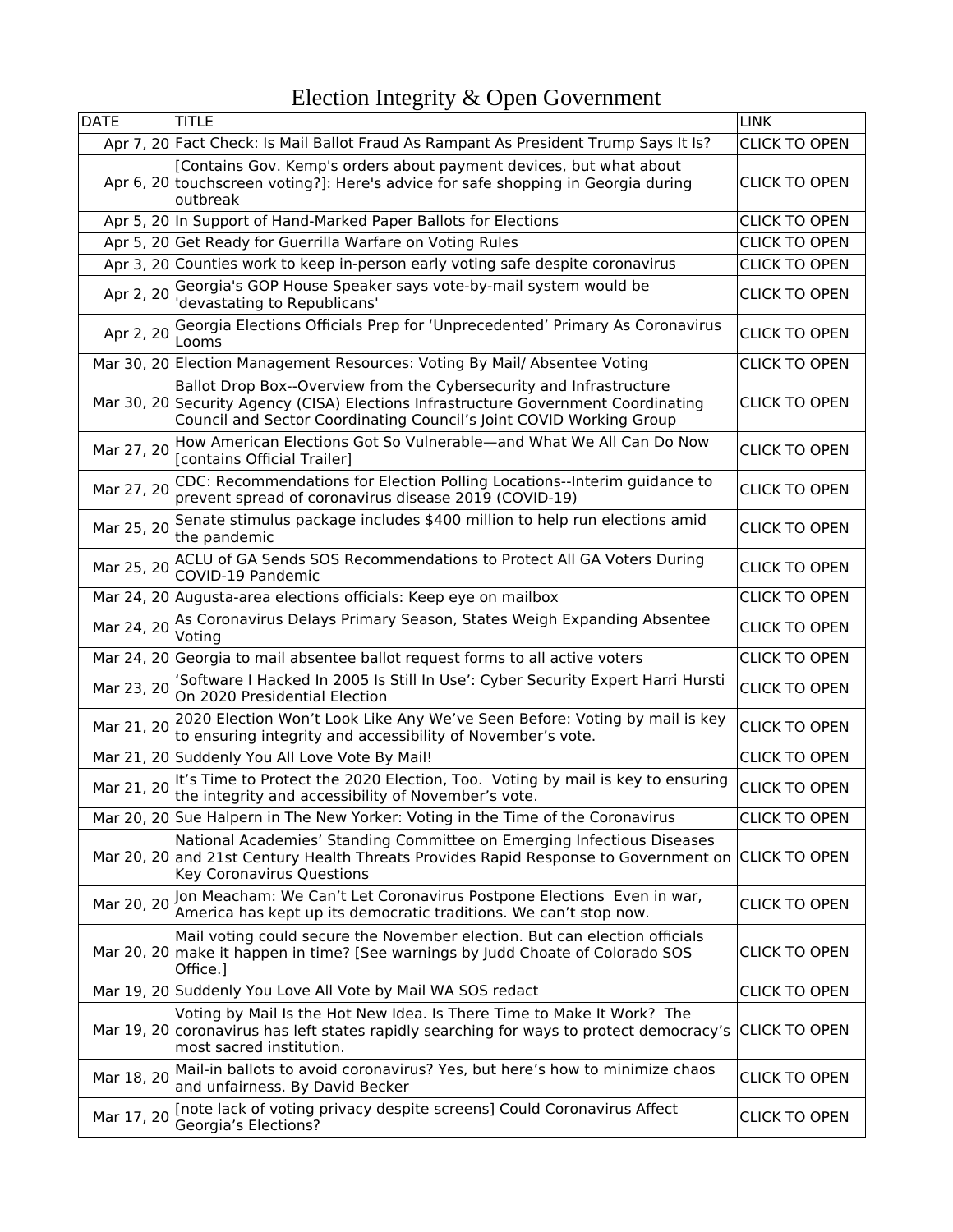# Election Integrity & Open Government

| DATE | TITLE | LINK |
|---|---|---|
| Apr 7, 20 | Fact Check: Is Mail Ballot Fraud As Rampant As President Trump Says It Is? | CLICK TO OPEN |
| Apr 6, 20 | [Contains Gov. Kemp's orders about payment devices, but what about touchscreen voting?]: Here's advice for safe shopping in Georgia during outbreak | CLICK TO OPEN |
| Apr 5, 20 | In Support of Hand-Marked Paper Ballots for Elections | CLICK TO OPEN |
| Apr 5, 20 | Get Ready for Guerrilla Warfare on Voting Rules | CLICK TO OPEN |
| Apr 3, 20 | Counties work to keep in-person early voting safe despite coronavirus | CLICK TO OPEN |
| Apr 2, 20 | Georgia's GOP House Speaker says vote-by-mail system would be 'devastating to Republicans' | CLICK TO OPEN |
| Apr 2, 20 | Georgia Elections Officials Prep for 'Unprecedented' Primary As Coronavirus Looms | CLICK TO OPEN |
| Mar 30, 20 | Election Management Resources: Voting By Mail/ Absentee Voting | CLICK TO OPEN |
| Mar 30, 20 | Ballot Drop Box--Overview from the Cybersecurity and Infrastructure Security Agency (CISA) Elections Infrastructure Government Coordinating Council and Sector Coordinating Council's Joint COVID Working Group | CLICK TO OPEN |
| Mar 27, 20 | How American Elections Got So Vulnerable—and What We All Can Do Now [contains Official Trailer] | CLICK TO OPEN |
| Mar 27, 20 | CDC: Recommendations for Election Polling Locations--Interim guidance to prevent spread of coronavirus disease 2019 (COVID-19) | CLICK TO OPEN |
| Mar 25, 20 | Senate stimulus package includes $400 million to help run elections amid the pandemic | CLICK TO OPEN |
| Mar 25, 20 | ACLU of GA Sends SOS Recommendations to Protect All GA Voters During COVID-19 Pandemic | CLICK TO OPEN |
| Mar 24, 20 | Augusta-area elections officials: Keep eye on mailbox | CLICK TO OPEN |
| Mar 24, 20 | As Coronavirus Delays Primary Season, States Weigh Expanding Absentee Voting | CLICK TO OPEN |
| Mar 24, 20 | Georgia to mail absentee ballot request forms to all active voters | CLICK TO OPEN |
| Mar 23, 20 | 'Software I Hacked In 2005 Is Still In Use': Cyber Security Expert Harri Hursti On 2020 Presidential Election | CLICK TO OPEN |
| Mar 21, 20 | 2020 Election Won't Look Like Any We've Seen Before: Voting by mail is key to ensuring integrity and accessibility of November's vote. | CLICK TO OPEN |
| Mar 21, 20 | Suddenly You All Love Vote By Mail! | CLICK TO OPEN |
| Mar 21, 20 | It's Time to Protect the 2020 Election, Too. Voting by mail is key to ensuring the integrity and accessibility of November's vote. | CLICK TO OPEN |
| Mar 20, 20 | Sue Halpern in The New Yorker: Voting in the Time of the Coronavirus | CLICK TO OPEN |
| Mar 20, 20 | National Academies' Standing Committee on Emerging Infectious Diseases and 21st Century Health Threats Provides Rapid Response to Government on Key Coronavirus Questions | CLICK TO OPEN |
| Mar 20, 20 | Jon Meacham: We Can't Let Coronavirus Postpone Elections Even in war, America has kept up its democratic traditions. We can't stop now. | CLICK TO OPEN |
| Mar 20, 20 | Mail voting could secure the November election. But can election officials make it happen in time? [See warnings by Judd Choate of Colorado SOS Office.] | CLICK TO OPEN |
| Mar 19, 20 | Suddenly You Love All Vote by Mail WA SOS redact | CLICK TO OPEN |
| Mar 19, 20 | Voting by Mail Is the Hot New Idea. Is There Time to Make It Work? The coronavirus has left states rapidly searching for ways to protect democracy's most sacred institution. | CLICK TO OPEN |
| Mar 18, 20 | Mail-in ballots to avoid coronavirus? Yes, but here's how to minimize chaos and unfairness. By David Becker | CLICK TO OPEN |
| Mar 17, 20 | [note lack of voting privacy despite screens] Could Coronavirus Affect Georgia's Elections? | CLICK TO OPEN |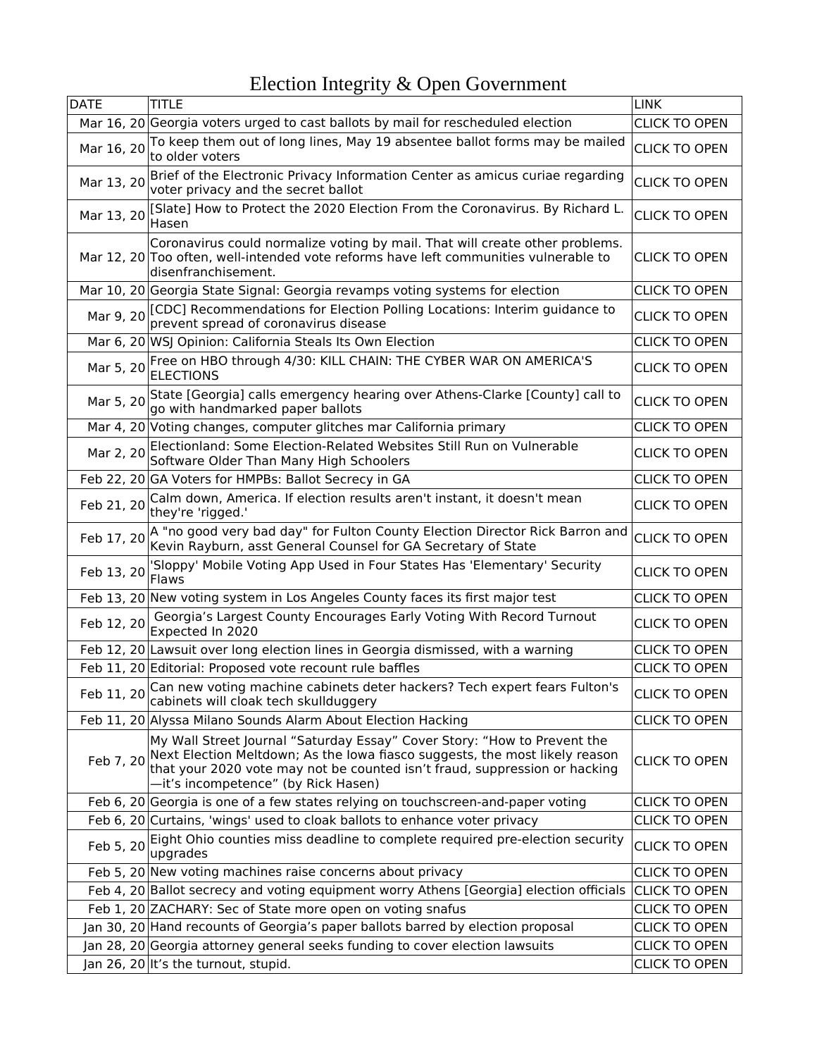# Election Integrity & Open Government

| DATE | TITLE | LINK |
|---|---|---|
| Mar 16, 20 | Georgia voters urged to cast ballots by mail for rescheduled election | CLICK TO OPEN |
| Mar 16, 20 | To keep them out of long lines, May 19 absentee ballot forms may be mailed to older voters | CLICK TO OPEN |
| Mar 13, 20 | Brief of the Electronic Privacy Information Center as amicus curiae regarding voter privacy and the secret ballot | CLICK TO OPEN |
| Mar 13, 20 | [Slate] How to Protect the 2020 Election From the Coronavirus. By Richard L. Hasen | CLICK TO OPEN |
| Mar 12, 20 | Coronavirus could normalize voting by mail. That will create other problems. Too often, well-intended vote reforms have left communities vulnerable to disenfranchisement. | CLICK TO OPEN |
| Mar 10, 20 | Georgia State Signal: Georgia revamps voting systems for election | CLICK TO OPEN |
| Mar 9, 20 | [CDC] Recommendations for Election Polling Locations: Interim guidance to prevent spread of coronavirus disease | CLICK TO OPEN |
| Mar 6, 20 | WSJ Opinion: California Steals Its Own Election | CLICK TO OPEN |
| Mar 5, 20 | Free on HBO through 4/30: KILL CHAIN: THE CYBER WAR ON AMERICA'S ELECTIONS | CLICK TO OPEN |
| Mar 5, 20 | State [Georgia] calls emergency hearing over Athens-Clarke [County] call to go with handmarked paper ballots | CLICK TO OPEN |
| Mar 4, 20 | Voting changes, computer glitches mar California primary | CLICK TO OPEN |
| Mar 2, 20 | Electionland: Some Election-Related Websites Still Run on Vulnerable Software Older Than Many High Schoolers | CLICK TO OPEN |
| Feb 22, 20 | GA Voters for HMPBs: Ballot Secrecy in GA | CLICK TO OPEN |
| Feb 21, 20 | Calm down, America. If election results aren't instant, it doesn't mean they're 'rigged.' | CLICK TO OPEN |
| Feb 17, 20 | A "no good very bad day" for Fulton County Election Director Rick Barron and Kevin Rayburn, asst General Counsel for GA Secretary of State | CLICK TO OPEN |
| Feb 13, 20 | 'Sloppy' Mobile Voting App Used in Four States Has 'Elementary' Security Flaws | CLICK TO OPEN |
| Feb 13, 20 | New voting system in Los Angeles County faces its first major test | CLICK TO OPEN |
| Feb 12, 20 | Georgia's Largest County Encourages Early Voting With Record Turnout Expected In 2020 | CLICK TO OPEN |
| Feb 12, 20 | Lawsuit over long election lines in Georgia dismissed, with a warning | CLICK TO OPEN |
| Feb 11, 20 | Editorial: Proposed vote recount rule baffles | CLICK TO OPEN |
| Feb 11, 20 | Can new voting machine cabinets deter hackers? Tech expert fears Fulton's cabinets will cloak tech skullduggery | CLICK TO OPEN |
| Feb 11, 20 | Alyssa Milano Sounds Alarm About Election Hacking | CLICK TO OPEN |
| Feb 7, 20 | My Wall Street Journal "Saturday Essay" Cover Story: "How to Prevent the Next Election Meltdown; As the Iowa fiasco suggests, the most likely reason that your 2020 vote may not be counted isn't fraud, suppression or hacking —it's incompetence" (by Rick Hasen) | CLICK TO OPEN |
| Feb 6, 20 | Georgia is one of a few states relying on touchscreen-and-paper voting | CLICK TO OPEN |
| Feb 6, 20 | Curtains, 'wings' used to cloak ballots to enhance voter privacy | CLICK TO OPEN |
| Feb 5, 20 | Eight Ohio counties miss deadline to complete required pre-election security upgrades | CLICK TO OPEN |
| Feb 5, 20 | New voting machines raise concerns about privacy | CLICK TO OPEN |
| Feb 4, 20 | Ballot secrecy and voting equipment worry Athens [Georgia] election officials | CLICK TO OPEN |
| Feb 1, 20 | ZACHARY: Sec of State more open on voting snafus | CLICK TO OPEN |
| Jan 30, 20 | Hand recounts of Georgia's paper ballots barred by election proposal | CLICK TO OPEN |
| Jan 28, 20 | Georgia attorney general seeks funding to cover election lawsuits | CLICK TO OPEN |
| Jan 26, 20 | It's the turnout, stupid. | CLICK TO OPEN |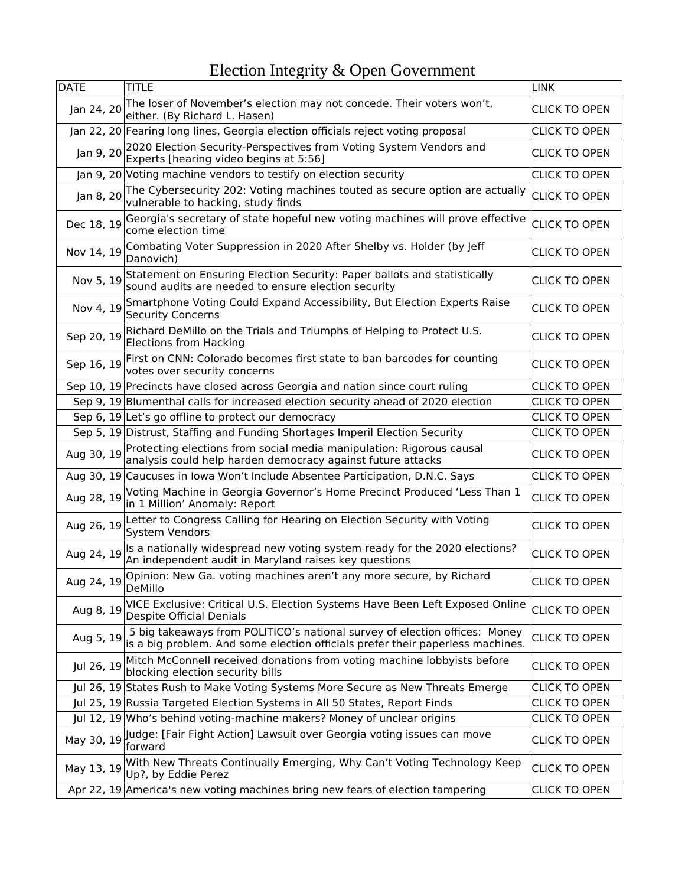# Election Integrity & Open Government

| DATE | TITLE | LINK |
|---|---|---|
| Jan 24, 20 | The loser of November's election may not concede. Their voters won't, either. (By Richard L. Hasen) | CLICK TO OPEN |
| Jan 22, 20 | Fearing long lines, Georgia election officials reject voting proposal | CLICK TO OPEN |
| Jan 9, 20 | 2020 Election Security-Perspectives from Voting System Vendors and Experts [hearing video begins at 5:56] | CLICK TO OPEN |
| Jan 9, 20 | Voting machine vendors to testify on election security | CLICK TO OPEN |
| Jan 8, 20 | The Cybersecurity 202: Voting machines touted as secure option are actually vulnerable to hacking, study finds | CLICK TO OPEN |
| Dec 18, 19 | Georgia's secretary of state hopeful new voting machines will prove effective come election time | CLICK TO OPEN |
| Nov 14, 19 | Combating Voter Suppression in 2020 After Shelby vs. Holder (by Jeff Danovich) | CLICK TO OPEN |
| Nov 5, 19 | Statement on Ensuring Election Security: Paper ballots and statistically sound audits are needed to ensure election security | CLICK TO OPEN |
| Nov 4, 19 | Smartphone Voting Could Expand Accessibility, But Election Experts Raise Security Concerns | CLICK TO OPEN |
| Sep 20, 19 | Richard DeMillo on the Trials and Triumphs of Helping to Protect U.S. Elections from Hacking | CLICK TO OPEN |
| Sep 16, 19 | First on CNN: Colorado becomes first state to ban barcodes for counting votes over security concerns | CLICK TO OPEN |
| Sep 10, 19 | Precincts have closed across Georgia and nation since court ruling | CLICK TO OPEN |
| Sep 9, 19 | Blumenthal calls for increased election security ahead of 2020 election | CLICK TO OPEN |
| Sep 6, 19 | Let's go offline to protect our democracy | CLICK TO OPEN |
| Sep 5, 19 | Distrust, Staffing and Funding Shortages Imperil Election Security | CLICK TO OPEN |
| Aug 30, 19 | Protecting elections from social media manipulation: Rigorous causal analysis could help harden democracy against future attacks | CLICK TO OPEN |
| Aug 30, 19 | Caucuses in Iowa Won't Include Absentee Participation, D.N.C. Says | CLICK TO OPEN |
| Aug 28, 19 | Voting Machine in Georgia Governor's Home Precinct Produced 'Less Than 1 in 1 Million' Anomaly: Report | CLICK TO OPEN |
| Aug 26, 19 | Letter to Congress Calling for Hearing on Election Security with Voting System Vendors | CLICK TO OPEN |
| Aug 24, 19 | Is a nationally widespread new voting system ready for the 2020 elections? An independent audit in Maryland raises key questions | CLICK TO OPEN |
| Aug 24, 19 | Opinion: New Ga. voting machines aren't any more secure, by Richard DeMillo | CLICK TO OPEN |
| Aug 8, 19 | VICE Exclusive: Critical U.S. Election Systems Have Been Left Exposed Online Despite Official Denials | CLICK TO OPEN |
| Aug 5, 19 | 5 big takeaways from POLITICO's national survey of election offices: Money is a big problem. And some election officials prefer their paperless machines. | CLICK TO OPEN |
| Jul 26, 19 | Mitch McConnell received donations from voting machine lobbyists before blocking election security bills | CLICK TO OPEN |
| Jul 26, 19 | States Rush to Make Voting Systems More Secure as New Threats Emerge | CLICK TO OPEN |
| Jul 25, 19 | Russia Targeted Election Systems in All 50 States, Report Finds | CLICK TO OPEN |
| Jul 12, 19 | Who's behind voting-machine makers? Money of unclear origins | CLICK TO OPEN |
| May 30, 19 | Judge: [Fair Fight Action] Lawsuit over Georgia voting issues can move forward | CLICK TO OPEN |
| May 13, 19 | With New Threats Continually Emerging, Why Can't Voting Technology Keep Up?, by Eddie Perez | CLICK TO OPEN |
| Apr 22, 19 | America's new voting machines bring new fears of election tampering | CLICK TO OPEN |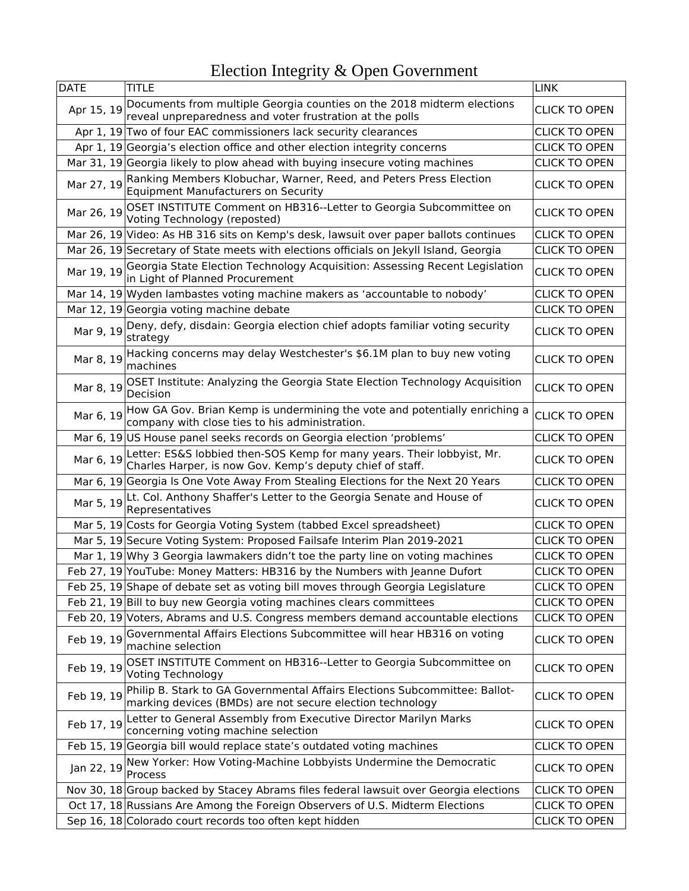# Election Integrity & Open Government

| DATE | TITLE | LINK |
|---|---|---|
| Apr 15, 19 | Documents from multiple Georgia counties on the 2018 midterm elections reveal unpreparedness and voter frustration at the polls | CLICK TO OPEN |
| Apr 1, 19 | Two of four EAC commissioners lack security clearances | CLICK TO OPEN |
| Apr 1, 19 | Georgia's election office and other election integrity concerns | CLICK TO OPEN |
| Mar 31, 19 | Georgia likely to plow ahead with buying insecure voting machines | CLICK TO OPEN |
| Mar 27, 19 | Ranking Members Klobuchar, Warner, Reed, and Peters Press Election Equipment Manufacturers on Security | CLICK TO OPEN |
| Mar 26, 19 | OSET INSTITUTE Comment on HB316--Letter to Georgia Subcommittee on Voting Technology (reposted) | CLICK TO OPEN |
| Mar 26, 19 | Video: As HB 316 sits on Kemp's desk, lawsuit over paper ballots continues | CLICK TO OPEN |
| Mar 26, 19 | Secretary of State meets with elections officials on Jekyll Island, Georgia | CLICK TO OPEN |
| Mar 19, 19 | Georgia State Election Technology Acquisition: Assessing Recent Legislation in Light of Planned Procurement | CLICK TO OPEN |
| Mar 14, 19 | Wyden lambastes voting machine makers as 'accountable to nobody' | CLICK TO OPEN |
| Mar 12, 19 | Georgia voting machine debate | CLICK TO OPEN |
| Mar 9, 19 | Deny, defy, disdain: Georgia election chief adopts familiar voting security strategy | CLICK TO OPEN |
| Mar 8, 19 | Hacking concerns may delay Westchester's $6.1M plan to buy new voting machines | CLICK TO OPEN |
| Mar 8, 19 | OSET Institute: Analyzing the Georgia State Election Technology Acquisition Decision | CLICK TO OPEN |
| Mar 6, 19 | How GA Gov. Brian Kemp is undermining the vote and potentially enriching a company with close ties to his administration. | CLICK TO OPEN |
| Mar 6, 19 | US House panel seeks records on Georgia election 'problems' | CLICK TO OPEN |
| Mar 6, 19 | Letter: ES&S lobbied then-SOS Kemp for many years. Their lobbyist, Mr. Charles Harper, is now Gov. Kemp's deputy chief of staff. | CLICK TO OPEN |
| Mar 6, 19 | Georgia Is One Vote Away From Stealing Elections for the Next 20 Years | CLICK TO OPEN |
| Mar 5, 19 | Lt. Col. Anthony Shaffer's Letter to the Georgia Senate and House of Representatives | CLICK TO OPEN |
| Mar 5, 19 | Costs for Georgia Voting System (tabbed Excel spreadsheet) | CLICK TO OPEN |
| Mar 5, 19 | Secure Voting System: Proposed Failsafe Interim Plan 2019-2021 | CLICK TO OPEN |
| Mar 1, 19 | Why 3 Georgia lawmakers didn't toe the party line on voting machines | CLICK TO OPEN |
| Feb 27, 19 | YouTube: Money Matters: HB316 by the Numbers with Jeanne Dufort | CLICK TO OPEN |
| Feb 25, 19 | Shape of debate set as voting bill moves through Georgia Legislature | CLICK TO OPEN |
| Feb 21, 19 | Bill to buy new Georgia voting machines clears committees | CLICK TO OPEN |
| Feb 20, 19 | Voters, Abrams and U.S. Congress members demand accountable elections | CLICK TO OPEN |
| Feb 19, 19 | Governmental Affairs Elections Subcommittee will hear HB316 on voting machine selection | CLICK TO OPEN |
| Feb 19, 19 | OSET INSTITUTE Comment on HB316--Letter to Georgia Subcommittee on Voting Technology | CLICK TO OPEN |
| Feb 19, 19 | Philip B. Stark to GA Governmental Affairs Elections Subcommittee: Ballot-marking devices (BMDs) are not secure election technology | CLICK TO OPEN |
| Feb 17, 19 | Letter to General Assembly from Executive Director Marilyn Marks concerning voting machine selection | CLICK TO OPEN |
| Feb 15, 19 | Georgia bill would replace state's outdated voting machines | CLICK TO OPEN |
| Jan 22, 19 | New Yorker: How Voting-Machine Lobbyists Undermine the Democratic Process | CLICK TO OPEN |
| Nov 30, 18 | Group backed by Stacey Abrams files federal lawsuit over Georgia elections | CLICK TO OPEN |
| Oct 17, 18 | Russians Are Among the Foreign Observers of U.S. Midterm Elections | CLICK TO OPEN |
| Sep 16, 18 | Colorado court records too often kept hidden | CLICK TO OPEN |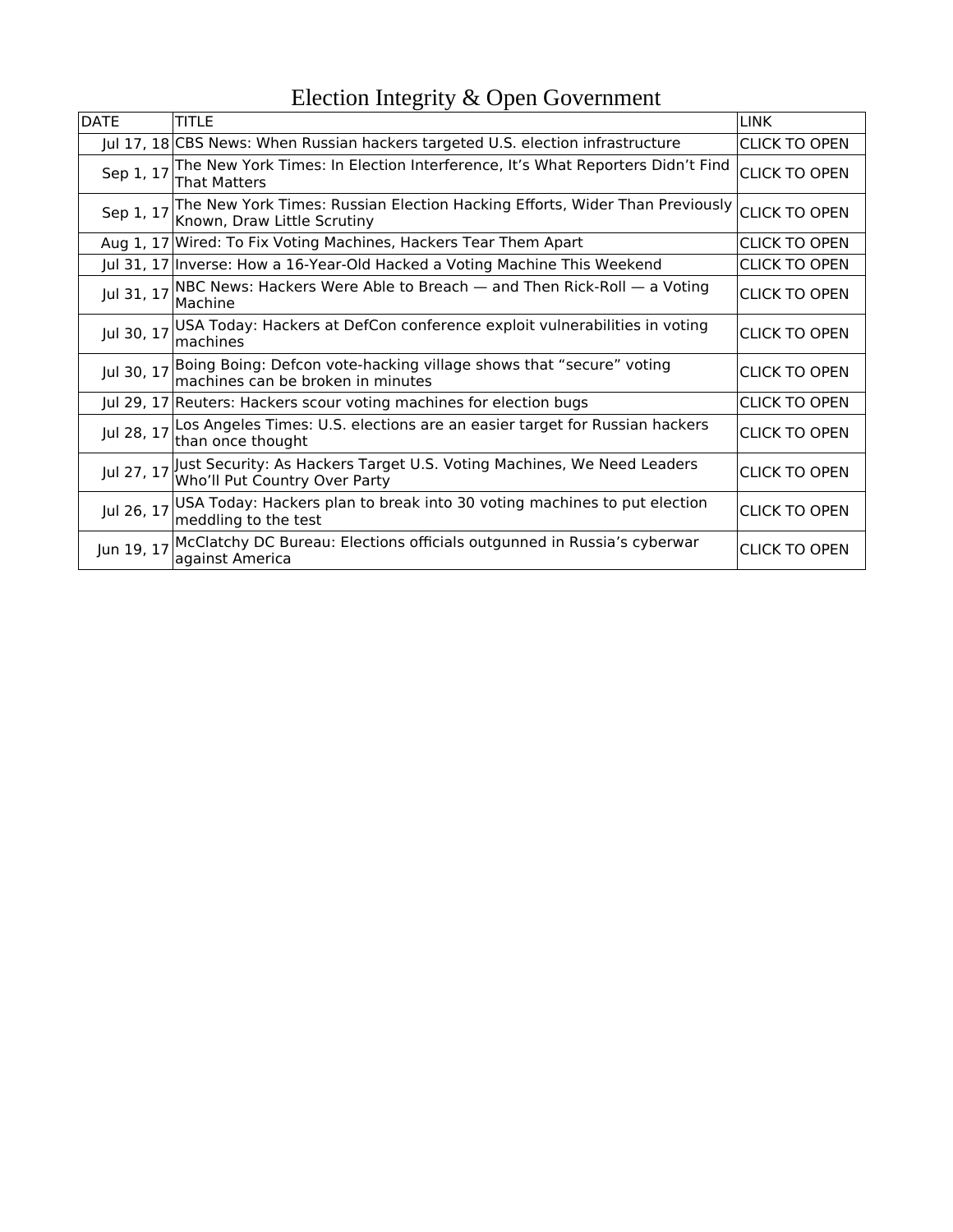# Election Integrity & Open Government

| DATE | TITLE | LINK |
|---|---|---|
| Jul 17, 18 | CBS News: When Russian hackers targeted U.S. election infrastructure | CLICK TO OPEN |
| Sep 1, 17 | The New York Times: In Election Interference, It's What Reporters Didn't Find That Matters | CLICK TO OPEN |
| Sep 1, 17 | The New York Times: Russian Election Hacking Efforts, Wider Than Previously Known, Draw Little Scrutiny | CLICK TO OPEN |
| Aug 1, 17 | Wired: To Fix Voting Machines, Hackers Tear Them Apart | CLICK TO OPEN |
| Jul 31, 17 | Inverse: How a 16-Year-Old Hacked a Voting Machine This Weekend | CLICK TO OPEN |
| Jul 31, 17 | NBC News: Hackers Were Able to Breach — and Then Rick-Roll — a Voting Machine | CLICK TO OPEN |
| Jul 30, 17 | USA Today: Hackers at DefCon conference exploit vulnerabilities in voting machines | CLICK TO OPEN |
| Jul 30, 17 | Boing Boing: Defcon vote-hacking village shows that "secure" voting machines can be broken in minutes | CLICK TO OPEN |
| Jul 29, 17 | Reuters: Hackers scour voting machines for election bugs | CLICK TO OPEN |
| Jul 28, 17 | Los Angeles Times: U.S. elections are an easier target for Russian hackers than once thought | CLICK TO OPEN |
| Jul 27, 17 | Just Security: As Hackers Target U.S. Voting Machines, We Need Leaders Who'll Put Country Over Party | CLICK TO OPEN |
| Jul 26, 17 | USA Today: Hackers plan to break into 30 voting machines to put election meddling to the test | CLICK TO OPEN |
| Jun 19, 17 | McClatchy DC Bureau: Elections officials outgunned in Russia's cyberwar against America | CLICK TO OPEN |